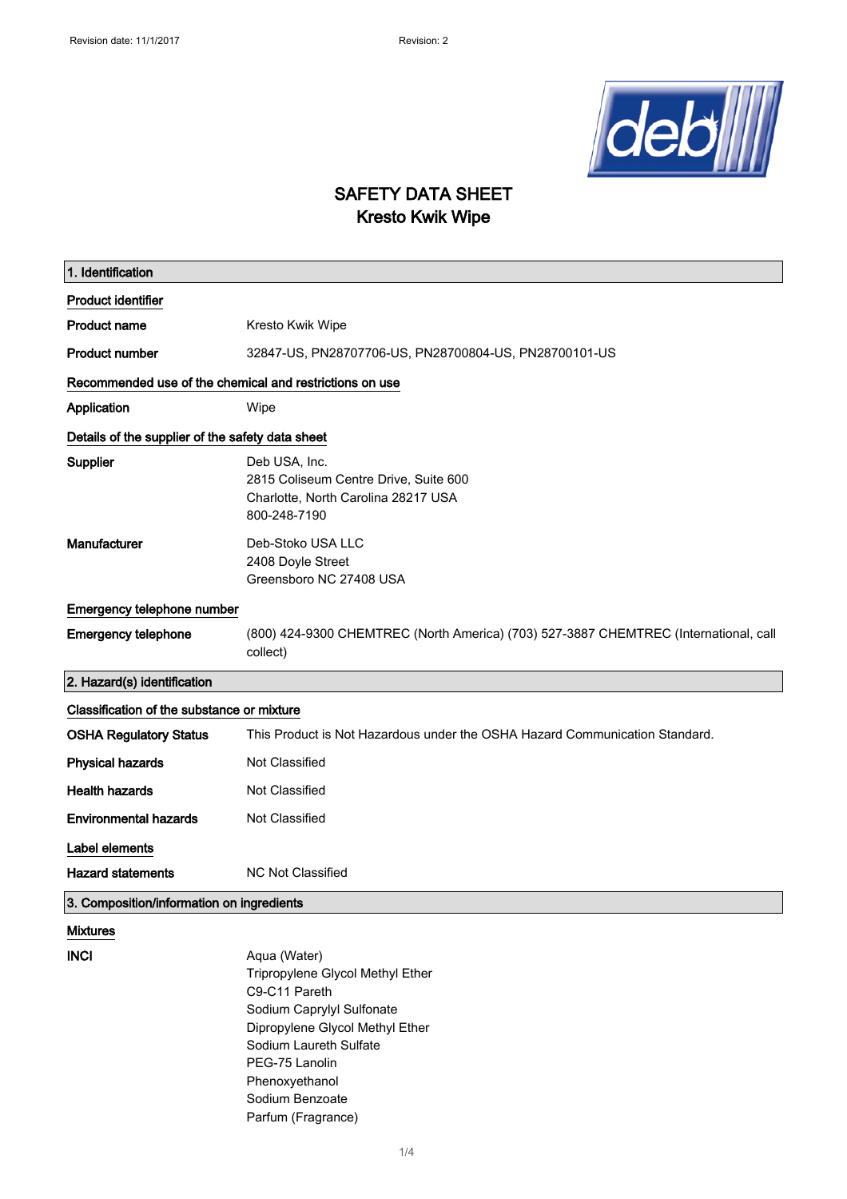# SAFETY DATA SHEET
# Kresto Kwik Wipe

## 1. Identification

**Product identifier**

**Product name** Kresto Kwik Wipe

**Product number** 32847-US, PN28707706-US, PN28700804-US, PN28700101-US

**Recommended use of the chemical and restrictions on use**

**Application** Wipe

**Details of the supplier of the safety data sheet**

**Supplier** Deb USA, Inc.
2815 Coliseum Centre Drive, Suite 600
Charlotte, North Carolina 28217 USA
800-248-7190

**Manufacturer** Deb-Stoko USA LLC
2408 Doyle Street
Greensboro NC 27408 USA

**Emergency telephone number**

**Emergency telephone** (800) 424-9300 CHEMTREC (North America) (703) 527-3887 CHEMTREC (International, call collect)

## 2. Hazard(s) identification

**Classification of the substance or mixture**

**OSHA Regulatory Status** This Product is Not Hazardous under the OSHA Hazard Communication Standard.

**Physical hazards** Not Classified

**Health hazards** Not Classified

**Environmental hazards** Not Classified

**Label elements**

**Hazard statements** NC Not Classified

## 3. Composition/information on ingredients

**Mixtures**

**INCI** Aqua (Water)
Tripropylene Glycol Methyl Ether
C9-C11 Pareth
Sodium Caprylyl Sulfonate
Dipropylene Glycol Methyl Ether
Sodium Laureth Sulfate
PEG-75 Lanolin
Phenoxyethanol
Sodium Benzoate
Parfum (Fragrance)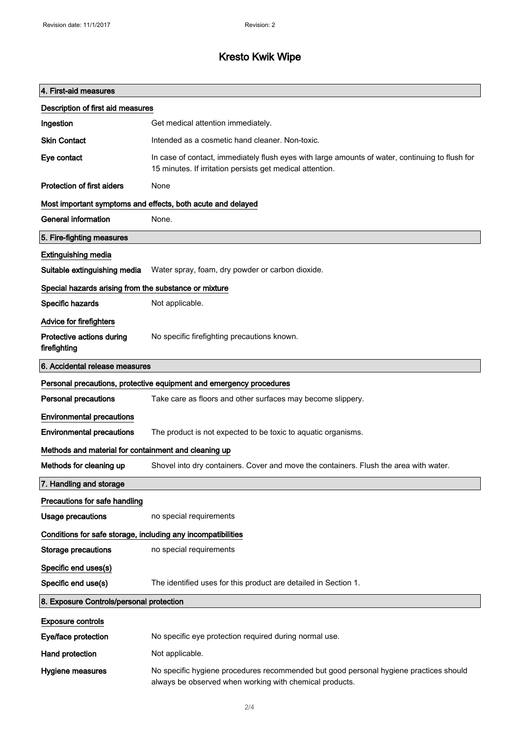# Kresto Kwik Wipe

## 4. First-aid measures

### Description of first aid measures

| | |
|---|---|
| **Ingestion** | Get medical attention immediately. |
| **Skin Contact** | Intended as a cosmetic hand cleaner. Non-toxic. |
| **Eye contact** | In case of contact, immediately flush eyes with large amounts of water, continuing to flush for 15 minutes. If irritation persists get medical attention. |
| **Protection of first aiders** | None |

### Most important symptoms and effects, both acute and delayed

| | |
|---|---|
| **General information** | None. |

## 5. Fire-fighting measures

### Extinguishing media

| | |
|---|---|
| **Suitable extinguishing media** | Water spray, foam, dry powder or carbon dioxide. |

### Special hazards arising from the substance or mixture

| | |
|---|---|
| **Specific hazards** | Not applicable. |

### Advice for firefighters

| | |
|---|---|
| **Protective actions during firefighting** | No specific firefighting precautions known. |

## 6. Accidental release measures

### Personal precautions, protective equipment and emergency procedures

| | |
|---|---|
| **Personal precautions** | Take care as floors and other surfaces may become slippery. |

### Environmental precautions

| | |
|---|---|
| **Environmental precautions** | The product is not expected to be toxic to aquatic organisms. |

### Methods and material for containment and cleaning up

| | |
|---|---|
| **Methods for cleaning up** | Shovel into dry containers. Cover and move the containers. Flush the area with water. |

## 7. Handling and storage

### Precautions for safe handling

| | |
|---|---|
| **Usage precautions** | no special requirements |

### Conditions for safe storage, including any incompatibilities

| | |
|---|---|
| **Storage precautions** | no special requirements |

### Specific end uses(s)

| | |
|---|---|
| **Specific end use(s)** | The identified uses for this product are detailed in Section 1. |

## 8. Exposure Controls/personal protection

### Exposure controls

| | |
|---|---|
| **Eye/face protection** | No specific eye protection required during normal use. |
| **Hand protection** | Not applicable. |
| **Hygiene measures** | No specific hygiene procedures recommended but good personal hygiene practices should always be observed when working with chemical products. |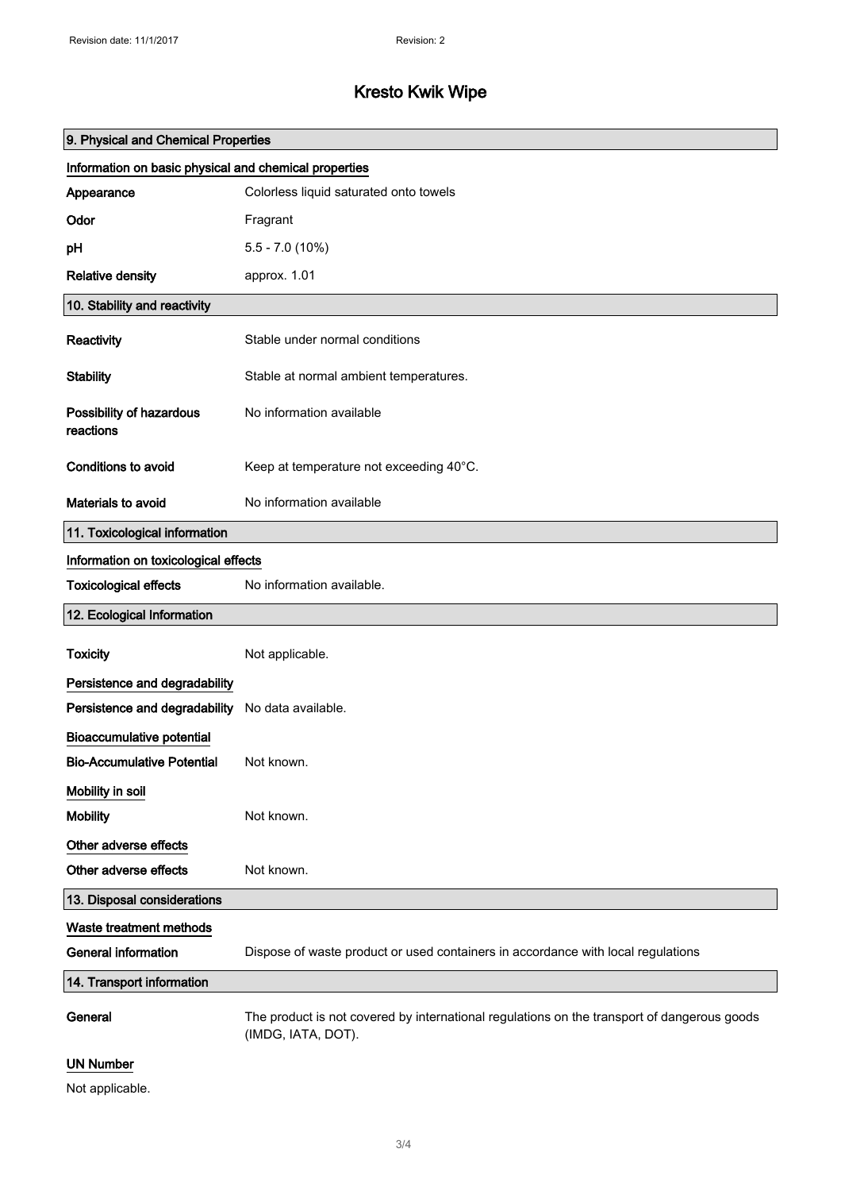# Kresto Kwik Wipe

## 9. Physical and Chemical Properties

### Information on basic physical and chemical properties

| | |
|---|---|
| **Appearance** | Colorless liquid saturated onto towels |
| **Odor** | Fragrant |
| **pH** | 5.5 - 7.0 (10%) |
| **Relative density** | approx. 1.01 |

## 10. Stability and reactivity

| | |
|---|---|
| **Reactivity** | Stable under normal conditions |
| **Stability** | Stable at normal ambient temperatures. |
| **Possibility of hazardous reactions** | No information available |
| **Conditions to avoid** | Keep at temperature not exceeding 40°C. |
| **Materials to avoid** | No information available |

## 11. Toxicological information

### Information on toxicological effects

| | |
|---|---|
| **Toxicological effects** | No information available. |

## 12. Ecological Information

| | |
|---|---|
| **Toxicity** | Not applicable. |

### Persistence and degradability

| | |
|---|---|
| **Persistence and degradability** | No data available. |

### Bioaccumulative potential

| | |
|---|---|
| **Bio-Accumulative Potential** | Not known. |

### Mobility in soil

| | |
|---|---|
| **Mobility** | Not known. |

### Other adverse effects

| | |
|---|---|
| **Other adverse effects** | Not known. |

## 13. Disposal considerations

### Waste treatment methods

| | |
|---|---|
| **General information** | Dispose of waste product or used containers in accordance with local regulations |

## 14. Transport information

| | |
|---|---|
| **General** | The product is not covered by international regulations on the transport of dangerous goods (IMDG, IATA, DOT). |

### UN Number

Not applicable.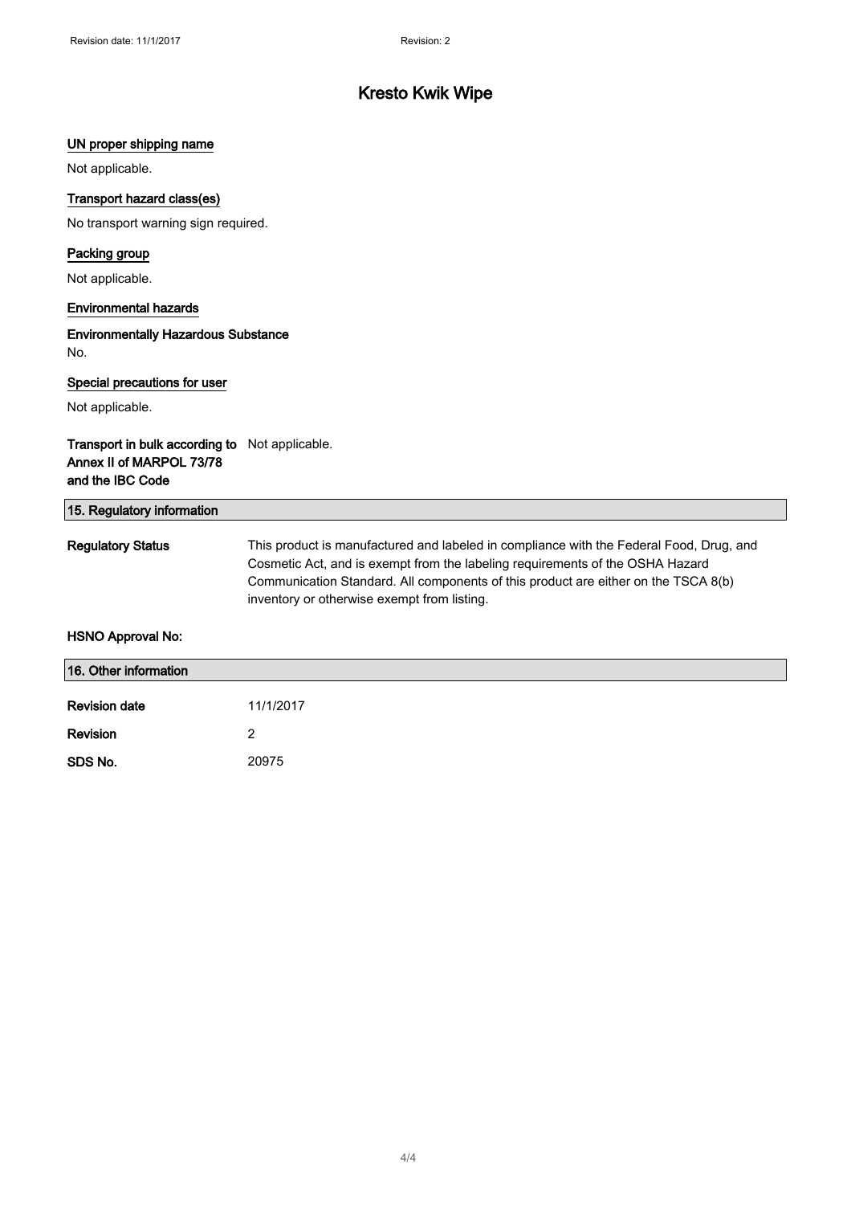# Kresto Kwik Wipe

**UN proper shipping name**

Not applicable.

**Transport hazard class(es)**

No transport warning sign required.

**Packing group**

Not applicable.

**Environmental hazards**

**Environmentally Hazardous Substance**

No.

**Special precautions for user**

Not applicable.

**Transport in bulk according to Annex II of MARPOL 73/78 and the IBC Code** Not applicable.

## 15. Regulatory information

**Regulatory Status** This product is manufactured and labeled in compliance with the Federal Food, Drug, and Cosmetic Act, and is exempt from the labeling requirements of the OSHA Hazard Communication Standard. All components of this product are either on the TSCA 8(b) inventory or otherwise exempt from listing.

**HSNO Approval No:**

## 16. Other information

| | |
|---|---|
| **Revision date** | 11/1/2017 |
| **Revision** | 2 |
| **SDS No.** | 20975 |